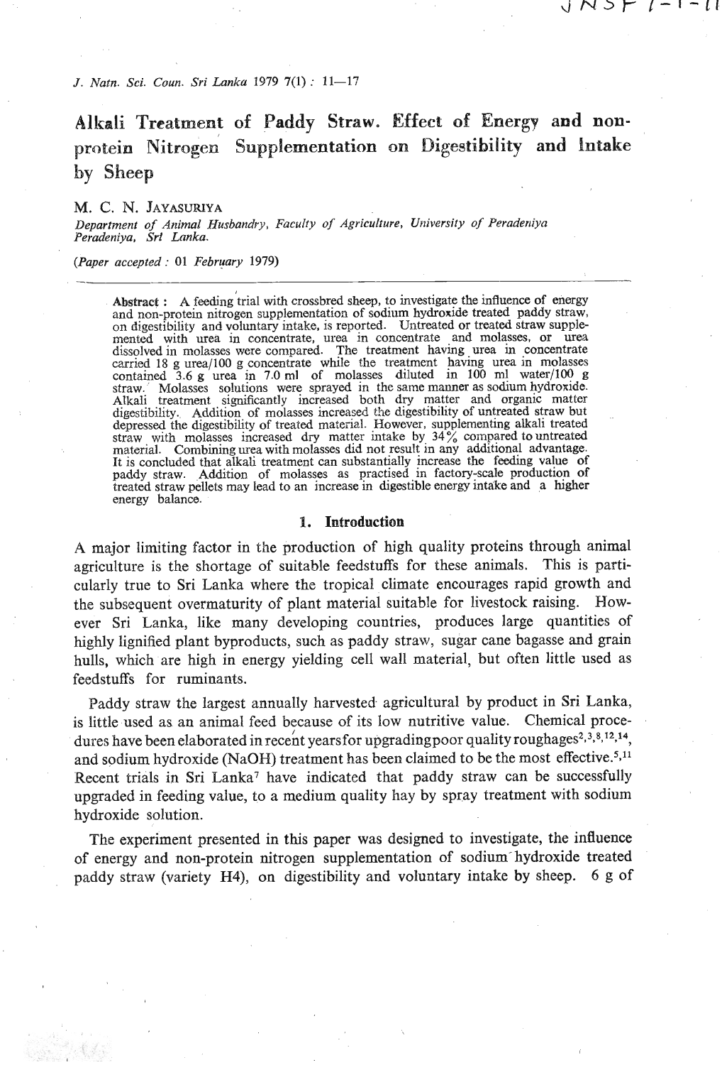# Alkali Treatment of Paddy Straw. Effect of Energy and non-protein Nitrogen Supplementation on Digestibility and Intake by Sheep

M. C. N. JAYASURIYA

*Department of Animal Husbandry, Faculty of Agriculture, University of Peradeniya Peradeniya, Sri Lanka.*

(*Paper accepted* : 01 *February* 1979)

**Abstract** : A feeding trial with crossbred sheep, to investigate the influence of energy and non-protein nitrogen supplementation of sodium hydroxide treated paddy straw, on digestibility and voluntary intake, is reported. Untreated or treated straw supplemented with urea in concentrate, urea in concentrate and molasses, or urea dissolved in molasses were compared. The treatment having urea in concentrate carried 18 g urea/100 g concentrate while the treatment having urea in molasses contained 3.6 g urea in 7.0 ml of molasses diluted in 100 ml water/100 g straw. Molasses solutions were sprayed in the same manner as sodium hydroxide. Alkali treatment significantly increased both dry matter and organic matter digestibility. Addition of molasses increased the digestibility of untreated straw but depressed the digestibility of treated material. However, supplementing alkali treated straw with molasses increased dry matter intake by 34% compared to untreated material. Combining urea with molasses did not result in any additional advantage. It is concluded that alkali treatment can substantially increase the feeding value of paddy straw. Addition of molasses as practised in factory-scale production of treated straw pellets may lead to an increase in digestible energy intake and a higher energy balance.

## 1. Introduction

A major limiting factor in the production of high quality proteins through animal agriculture is the shortage of suitable feedstuffs for these animals. This is particularly true to Sri Lanka where the tropical climate encourages rapid growth and the subsequent overmaturity of plant material suitable for livestock raising. However Sri Lanka, like many developing countries, produces large quantities of highly lignified plant byproducts, such as paddy straw, sugar cane bagasse and grain hulls, which are high in energy yielding cell wall material, but often little used as feedstuffs for ruminants.

Paddy straw the largest annually harvested agricultural by product in Sri Lanka, is little used as an animal feed because of its low nutritive value. Chemical procedures have been elaborated in recent years for upgrading poor quality roughages[2,3,8,12,14], and sodium hydroxide (NaOH) treatment has been claimed to be the most effective.[5,11] Recent trials in Sri Lanka[7] have indicated that paddy straw can be successfully upgraded in feeding value, to a medium quality hay by spray treatment with sodium hydroxide solution.

The experiment presented in this paper was designed to investigate, the influence of energy and non-protein nitrogen supplementation of sodium hydroxide treated paddy straw (variety H4), on digestibility and voluntary intake by sheep. 6 g of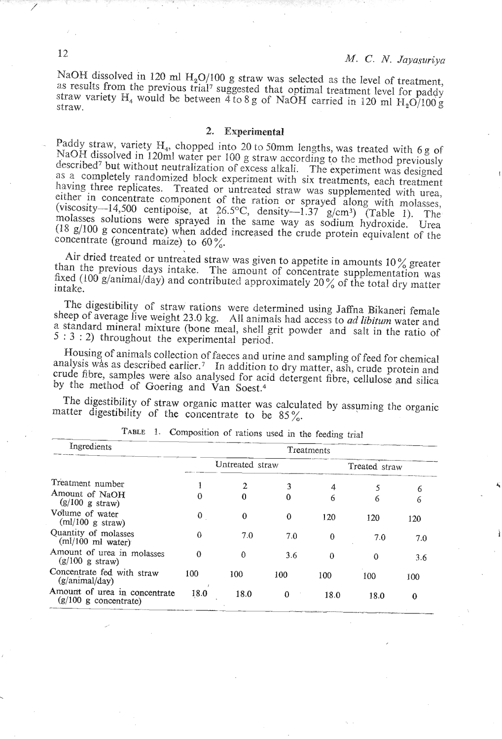NaOH dissolved in 120 ml $H_2O$/100 g straw was selected as the level of treatment, as results from the previous trial[7] suggested that optimal treatment level for paddy straw variety $H_4$ would be between 4 to 8 g of NaOH carried in 120 ml $H_2O$/100 g straw.

## 2. Experimental

Paddy straw, variety $H_4$, chopped into 20 to 50mm lengths, was treated with 6 g of NaOH dissolved in 120ml water per 100 g straw according to the method previously described[7] but without neutralization of excess alkali. The experiment was designed as a completely randomized block experiment with six treatments, each treatment having three replicates. Treated or untreated straw was supplemented with urea, either in concentrate component of the ration or sprayed along with molasses, (viscosity—14,500 centipoise, at 26.5°C, density—1.37 g/cm³) (Table 1). The molasses solutions were sprayed in the same way as sodium hydroxide. Urea (18 g/100 g concentrate) when added increased the crude protein equivalent of the concentrate (ground maize) to 60%.

Air dried treated or untreated straw was given to appetite in amounts 10% greater than the previous days intake. The amount of concentrate supplementation was fixed (100 g/animal/day) and contributed approximately 20% of the total dry matter intake.

The digestibility of straw rations were determined using Jaffna Bikaneri female sheep of average live weight 23.0 kg. All animals had access to *ad libitum* water and a standard mineral mixture (bone meal, shell grit powder and salt in the ratio of 5 : 3 : 2) throughout the experimental period.

Housing of animals collection of faeces and urine and sampling of feed for chemical analysis was as described earlier.[7] In addition to dry matter, ash, crude protein and crude fibre, samples were also analysed for acid detergent fibre, cellulose and silica by the method of Goering and Van Soest.[4]

The digestibility of straw organic matter was calculated by assuming the organic matter digestibility of the concentrate to be 85%.

TABLE 1. Composition of rations used in the feeding trial

| Ingredients | Treatments | | | | | |
|---|---|---|---|---|---|---|
| | Untreated straw | | | Treated straw | | |
| Treatment number | 1 | 2 | 3 | 4 | 5 | 6 |
| Amount of NaOH (g/100 g straw) | 0 | 0 | 0 | 6 | 6 | 6 |
| Volume of water (ml/100 g straw) | 0 | 0 | 0 | 120 | 120 | 120 |
| Quantity of molasses (ml/100 ml water) | 0 | 7.0 | 7.0 | 0 | 7.0 | 7.0 |
| Amount of urea in molasses (g/100 g straw) | 0 | 0 | 3.6 | 0 | 0 | 3.6 |
| Concentrate fed with straw (g/animal/day) | 100 | 100 | 100 | 100 | 100 | 100 |
| Amount of urea in concentrate (g/100 g concentrate) | 18.0 | 18.0 | 0 | 18.0 | 18.0 | 0 |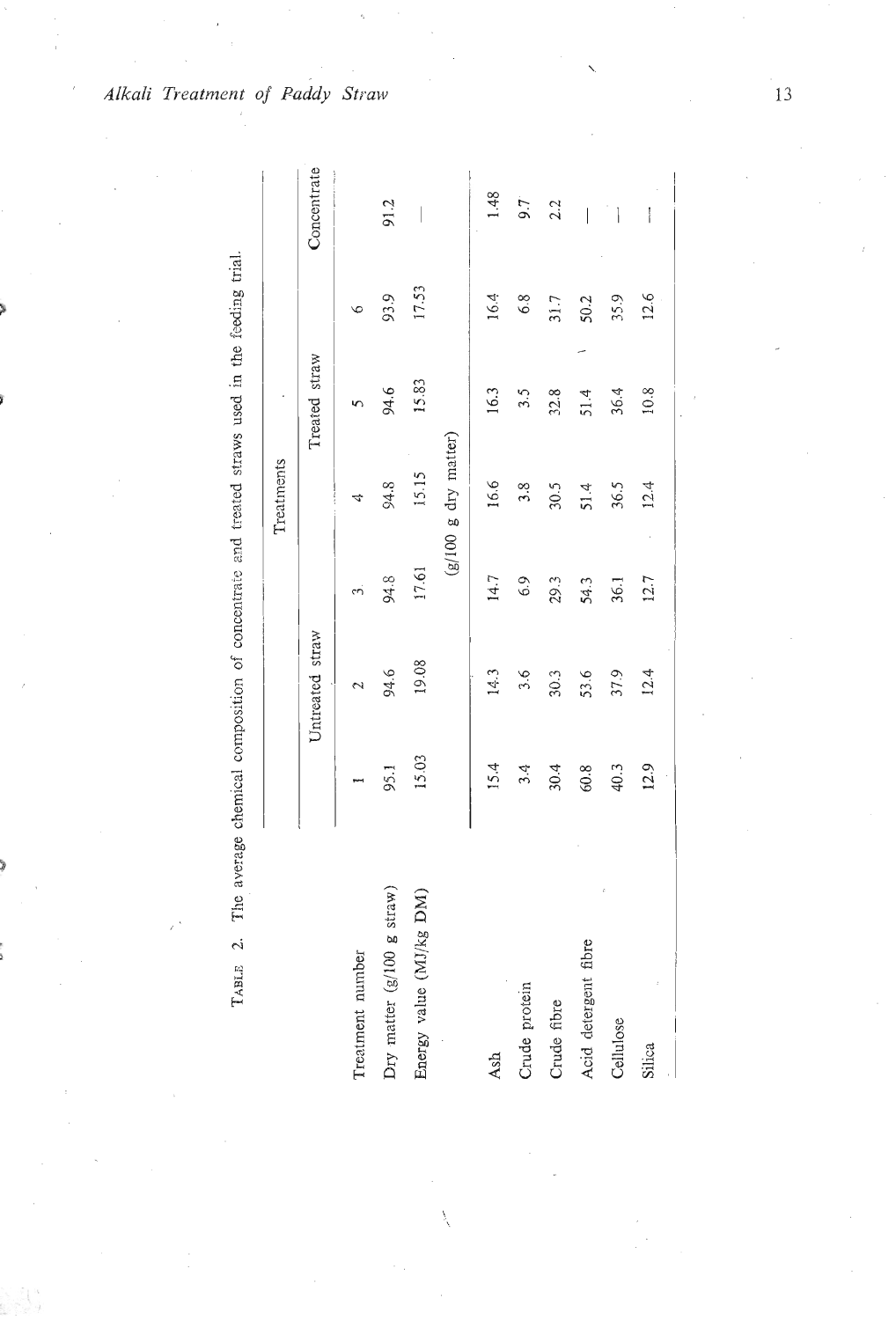TABLE 2. The average chemical composition of concentrate and treated straws used in the feeding trial.

| | Treatments | | | | | | |
|---|---|---|---|---|---|---|---|
| | Untreated straw | | Treated straw | | | | Concentrate |
| Treatment number | 1 | 2 | 3 | 4 | 5 | 6 | |
| Dry matter (g/100 g straw) | 95.1 | 94.6 | 94.8 | 94.8 | 94.6 | 93.9 | 91.2 |
| Energy value (MJ/kg DM) | 15.03 | 19.08 | 17.61 | 15.15 | 15.83 | 17.53 | — |
| | (g/100 g dry matter) | | | | | | |
| Ash | 15.4 | 14.3 | 14.7 | 16.6 | 16.3 | 16.4 | 1.48 |
| Crude protein | 3.4 | 3.6 | 6.9 | 3.8 | 3.5 | 6.8 | 9.7 |
| Crude fibre | 30.4 | 30.3 | 29.3 | 30.5 | 32.8 | 31.7 | 2.2 |
| Acid detergent fibre | 60.8 | 53.6 | 54.3 | 51.4 | 51.4 | 50.2 | — |
| Cellulose | 40.3 | 37.9 | 36.1 | 36.5 | 36.4 | 35.9 | — |
| Silica | 12.9 | 12.4 | 12.7 | 12.4 | 10.8 | 12.6 | — |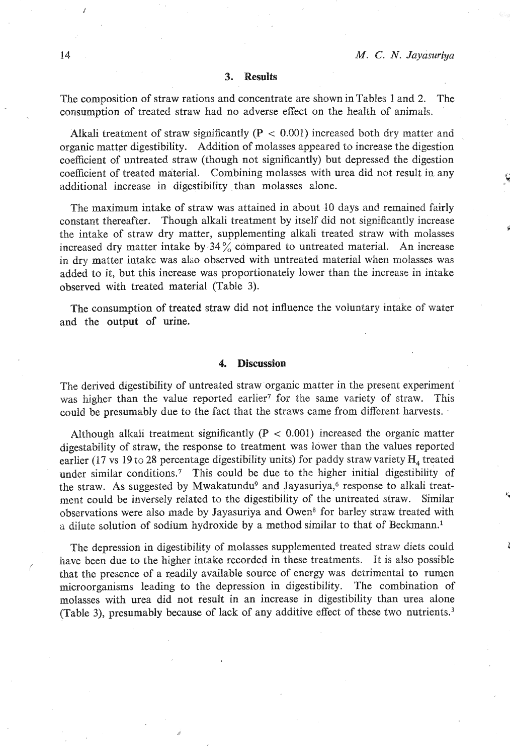## 3. Results

The composition of straw rations and concentrate are shown in Tables 1 and 2. The consumption of treated straw had no adverse effect on the health of animals.

Alkali treatment of straw significantly ($P < 0.001$) increased both dry matter and organic matter digestibility. Addition of molasses appeared to increase the digestion coefficient of untreated straw (though not significantly) but depressed the digestion coefficient of treated material. Combining molasses with urea did not result in any additional increase in digestibility than molasses alone.

The maximum intake of straw was attained in about 10 days and remained fairly constant thereafter. Though alkali treatment by itself did not significantly increase the intake of straw dry matter, supplementing alkali treated straw with molasses increased dry matter intake by 34% compared to untreated material. An increase in dry matter intake was also observed with untreated material when molasses was added to it, but this increase was proportionately lower than the increase in intake observed with treated material (Table 3).

The consumption of treated straw did not influence the voluntary intake of water and the output of urine.

## 4. Discussion

The derived digestibility of untreated straw organic matter in the present experiment was higher than the value reported earlier[7] for the same variety of straw. This could be presumably due to the fact that the straws came from different harvests.

Although alkali treatment significantly ($P < 0.001$) increased the organic matter digestability of straw, the response to treatment was lower than the values reported earlier (17 vs 19 to 28 percentage digestibility units) for paddy straw variety $H_4$ treated under similar conditions.[7] This could be due to the higher initial digestibility of the straw. As suggested by Mwakatundu[9] and Jayasuriya,[6] response to alkali treatment could be inversely related to the digestibility of the untreated straw. Similar observations were also made by Jayasuriya and Owen[8] for barley straw treated with a dilute solution of sodium hydroxide by a method similar to that of Beckmann.[1]

The depression in digestibility of molasses supplemented treated straw diets could have been due to the higher intake recorded in these treatments. It is also possible that the presence of a readily available source of energy was detrimental to rumen microorganisms leading to the depression in digestibility. The combination of molasses with urea did not result in an increase in digestibility than urea alone (Table 3), presumably because of lack of any additive effect of these two nutrients.[3]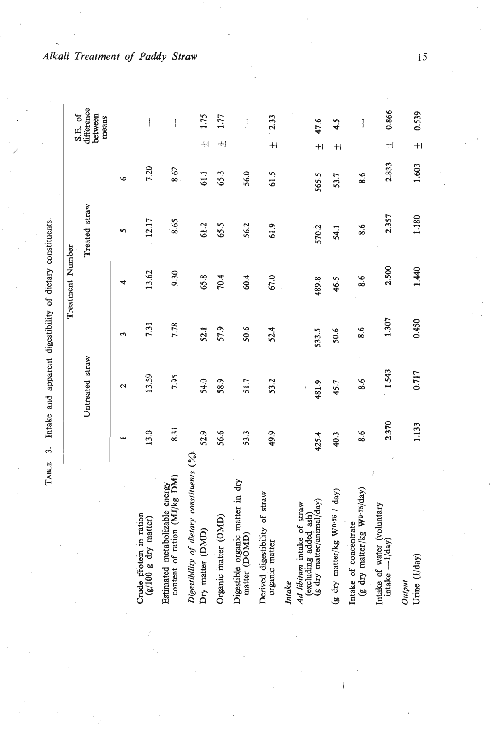TABLE 3. Intake and apparent digestibility of dietary constituents.

| | Treatment Number | | | | | | S.E. of difference between means. |
|---|---|---|---|---|---|---|---|
| | Untreated straw | | | Treated straw | | | |
| | 1 | 2 | 3 | 4 | 5 | 6 | |
| Crude protein in ration (g/100 g dry matter) | 13.0 | 13.59 | 7.31 | 13.62 | 12.17 | 7.20 | — |
| Estimated metabolizable energy content of ration (MJ/kg DM) | 8.31 | 7.95 | 7.78 | 9.30 | 8.65 | 8.62 | — |
| *Digestibility of dietary constituents (%)* | | | | | | | |
| Dry matter (DMD) | 52.9 | 54.0 | 52.1 | 65.8 | 61.2 | 61.1 | ± 1.75 |
| Organic matter (OMD) | 56.6 | 58.9 | 57.9 | 70.4 | 65.5 | 65.3 | ± 1.77 |
| Digestible organic matter in dry matter (DOMD) | 53.3 | 51.7 | 50.6 | 60.4 | 56.2 | 56.0 | — |
| Derived digestibility of straw organic matter | 49.9 | 53.2 | 52.4 | 67.0 | 61.9 | 61.5 | ± 2.33 |
| *Intake* | | | | | | | |
| *Ad libitum* intake of straw (excluding added ash) (g dry matter/animal/day) | 425.4 | 481.9 | 533.5 | 489.8 | 570.2 | 565.5 | ± 47.6 |
| (g dry matter/kg $W^{0.75}$ / day) | 40.3 | 45.7 | 50.6 | 46.5 | 54.1 | 53.7 | ± 4.5 |
| Intake of concentrate (g dry matter/kg $W^{0.75}$/day) | 8.6 | 8.6 | 8.6 | 8.6 | 8.6 | 8.6 | — |
| Intake of water (voluntary intake —l/day) | 2.370 | 1.543 | 1.307 | 2.500 | 2.357 | 2.833 | ± 0.866 |
| *Output* | | | | | | | |
| Urine (l/day) | 1.133 | 0.717 | 0.450 | 1.440 | 1.180 | 1.603 | ± 0.539 |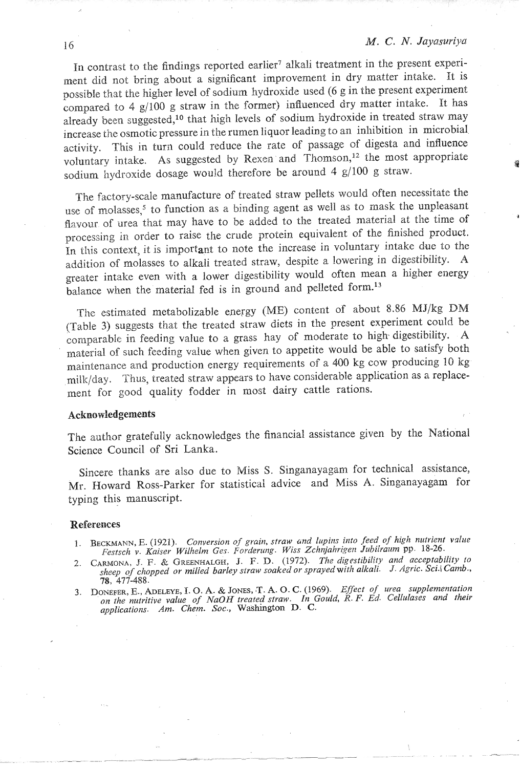In contrast to the findings reported earlier[7] alkali treatment in the present experiment did not bring about a significant improvement in dry matter intake. It is possible that the higher level of sodium hydroxide used (6 g in the present experiment compared to 4 g/100 g straw in the former) influenced dry matter intake. It has already been suggested,[10] that high levels of sodium hydroxide in treated straw may increase the osmotic pressure in the rumen liquor leading to an inhibition in microbial activity. This in turn could reduce the rate of passage of digesta and influence voluntary intake. As suggested by Rexen and Thomson,[12] the most appropriate sodium hydroxide dosage would therefore be around 4 g/100 g straw.

The factory-scale manufacture of treated straw pellets would often necessitate the use of molasses,[5] to function as a binding agent as well as to mask the unpleasant flavour of urea that may have to be added to the treated material at the time of processing in order to raise the crude protein equivalent of the finished product. In this context, it is important to note the increase in voluntary intake due to the addition of molasses to alkali treated straw, despite a lowering in digestibility. A greater intake even with a lower digestibility would often mean a higher energy balance when the material fed is in ground and pelleted form.[13]

The estimated metabolizable energy (ME) content of about 8.86 MJ/kg DM (Table 3) suggests that the treated straw diets in the present experiment could be comparable in feeding value to a grass hay of moderate to high digestibility. A material of such feeding value when given to appetite would be able to satisfy both maintenance and production energy requirements of a 400 kg cow producing 10 kg milk/day. Thus, treated straw appears to have considerable application as a replacement for good quality fodder in most dairy cattle rations.

### Acknowledgements

The author gratefully acknowledges the financial assistance given by the National Science Council of Sri Lanka.

Sincere thanks are also due to Miss S. Singanayagam for technical assistance, Mr. Howard Ross-Parker for statistical advice and Miss A. Singanayagam for typing this manuscript.

### References

1. Beckmann, E. (1921). *Conversion of grain, straw and lupins into feed of high nutrient value Festsch v. Kaiser Wilhelm Ges. Forderung. Wiss Zehnjahrigen Jubilraum* pp. 18-26.
2. Carmona, J. F. & Greenhalgh, J. F. D. (1972). *The digestibility and acceptability to sheep of chopped or milled barley straw soaked or sprayed with alkali. J. Agric. Sci. Camb.*, **78**, 477-488.
3. Donefer, E., Adeleye, I. O. A. & Jones, T. A. O. C. (1969). *Effect of urea supplementation on the nutritive value of NaOH treated straw. In Gould, R. F. Ed. Cellulases and their applications. Am. Chem. Soc.*, Washington D. C.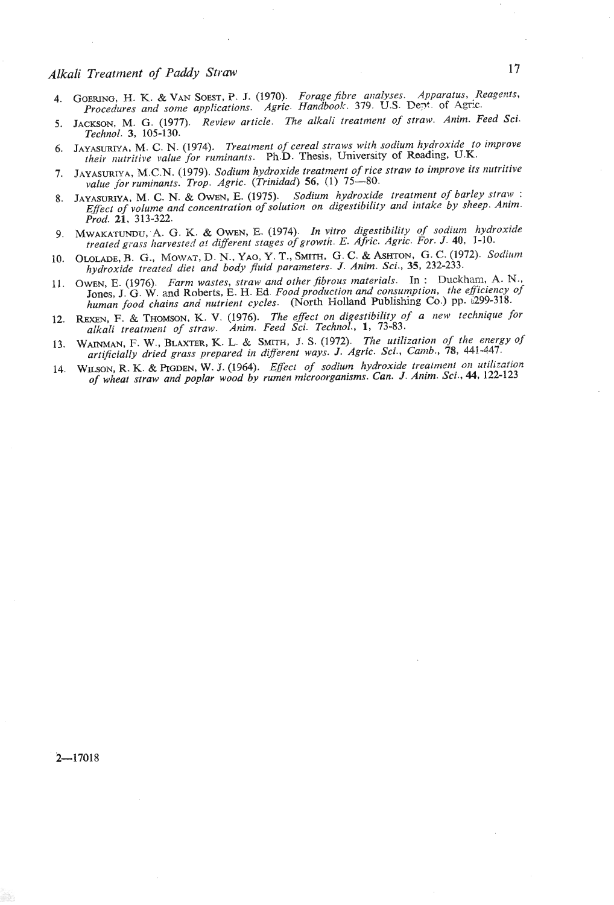4. Goering, H. K. & Van Soest, P. J. (1970). *Forage fibre analyses. Apparatus, Reagents, Procedures and some applications. Agric. Handbook.* 379. U.S. Dept. of Agric.
5. Jackson, M. G. (1977). *Review article. The alkali treatment of straw. Anim. Feed Sci. Technol.* 3, 105-130.
6. Jayasuriya, M. C. N. (1974). *Treatment of cereal straws with sodium hydroxide to improve their nutritive value for ruminants.* Ph.D. Thesis, University of Reading, U.K.
7. Jayasuriya, M.C.N. (1979). *Sodium hydroxide treatment of rice straw to improve its nutritive value for ruminants. Trop. Agric. (Trinidad)* 56, (1) 75—80.
8. Jayasuriya, M. C. N. & Owen, E. (1975). *Sodium hydroxide treatment of barley straw : Effect of volume and concentration of solution on digestibility and intake by sheep. Anim. Prod.* 21, 313-322.
9. Mwakatundu, A. G. K. & Owen, E. (1974). *In vitro digestibility of sodium hydroxide treated grass harvested at different stages of growth. E. Afric. Agric. For. J.* 40, 1-10.
10. Ololade, B. G., Mowat, D. N., Yao, Y. T., Smith, G. C. & Ashton, G. C. (1972). *Sodium hydroxide treated diet and body fluid parameters. J. Anim. Sci.*, 35, 232-233.
11. Owen, E. (1976). *Farm wastes, straw and other fibrous materials.* In : Duckham, A. N., Jones, J. G. W. and Roberts, E. H. Ed. *Food production and consumption, the efficiency of human food chains and nutrient cycles.* (North Holland Publishing Co.) pp. 299-318.
12. Rexen, F. & Thomson, K. V. (1976). *The effect on digestibility of a new technique for alkali treatment of straw. Anim. Feed Sci. Technol.*, 1, 73-83.
13. Wainman, F. W., Blaxter, K. L. & Smith, J. S. (1972). *The utilization of the energy of artificially dried grass prepared in different ways. J. Agric. Sci., Camb.*, 78, 441-447.
14. Wilson, R. K. & Pigden, W. J. (1964). *Effect of sodium hydroxide treatment on utilization of wheat straw and poplar wood by rumen microorganisms. Can. J. Anim. Sci.*, 44, 122-123

2—17018